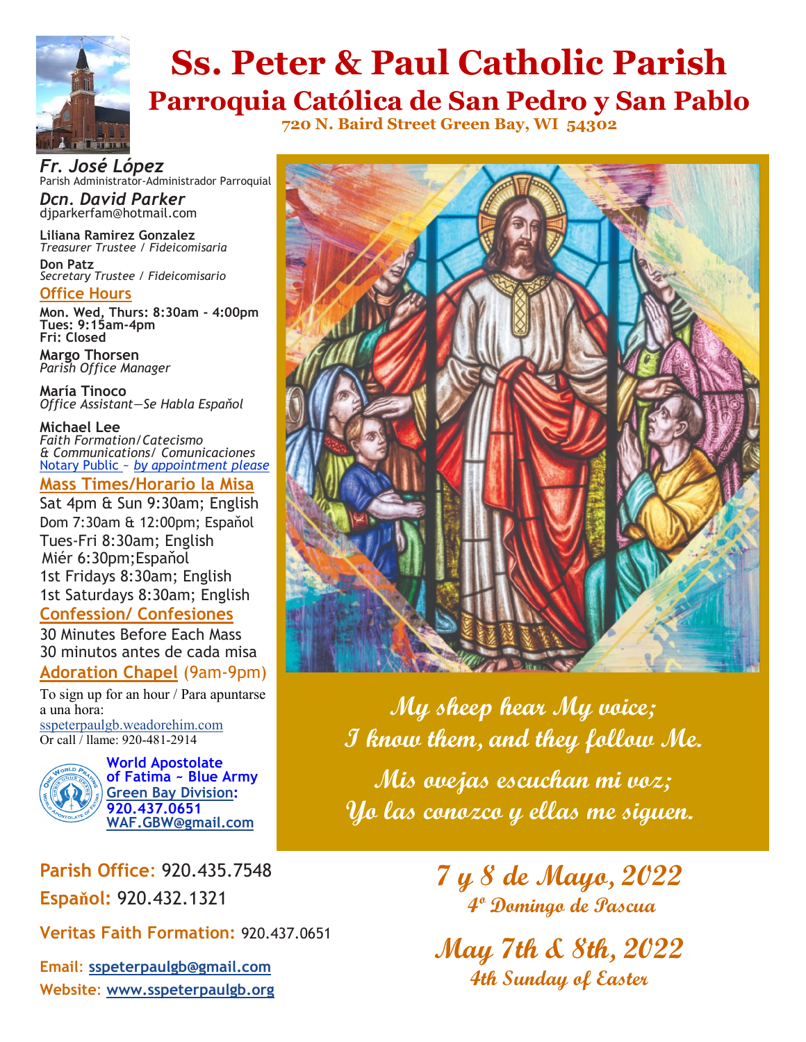# Ss. Peter & Paul Catholic Parish

## Parroquia Católica de San Pedro y San Pablo

**720 N. Baird Street Green Bay, WI 54302**

***Fr. José López***
Parish Administrator-Administrador Parroquial

***Dcn. David Parker***
djparkerfam@hotmail.com

**Liliana Ramirez Gonzalez**
*Treasurer Trustee / Fideicomisaria*

**Don Patz**
*Secretary Trustee / Fideicomisario*

### Office Hours

**Mon. Wed, Thurs: 8:30am - 4:00pm**
**Tues: 9:15am-4pm**
**Fri: Closed**

**Margo Thorsen**
*Parish Office Manager*

**María Tinoco**
*Office Assistant—Se Habla Españo*l

**Michael Lee**
*Faith Formation/Catecismo*
*& Communications/ Comunicaciones*
Notary Public ~ *by appointment please*

### Mass Times/Horario la Misa

Sat 4pm & Sun 9:30am; English
Dom 7:30am & 12:00pm; Españo*l*
Tues-Fri 8:30am; English
Miér 6:30pm;Españo*l*
1st Fridays 8:30am; English
1st Saturdays 8:30am; English

### Confession/ Confesiones

30 Minutes Before Each Mass
30 minutos antes de cada misa

### Adoration Chapel (9am-9pm)

To sign up for an hour / Para apuntarse a una hora:
sspeterpaulgb.weadorehim.com
Or call / llame: 920-481-2914

**World Apostolate of Fatima ~ Blue Army Green Bay Division: 920.437.0651 WAF.GBW@gmail.com**

**Parish Office:** 920.435.7548
**Españo*l*:** 920.432.1321
**Veritas Faith Formation:** 920.437.0651
**Email:** **sspeterpaulgb@gmail.com**
**Website:** **www.sspeterpaulgb.org**

*My sheep hear My voice;*
*I know them, and they follow Me.*

*Mis ovejas escuchan mi voz;*
*Yo las conozco y ellas me siguen.*

## 7 y 8 de Mayo, 2022
**4º Domingo de Pascua**

## May 7th & 8th, 2022
**4th Sunday of Easter**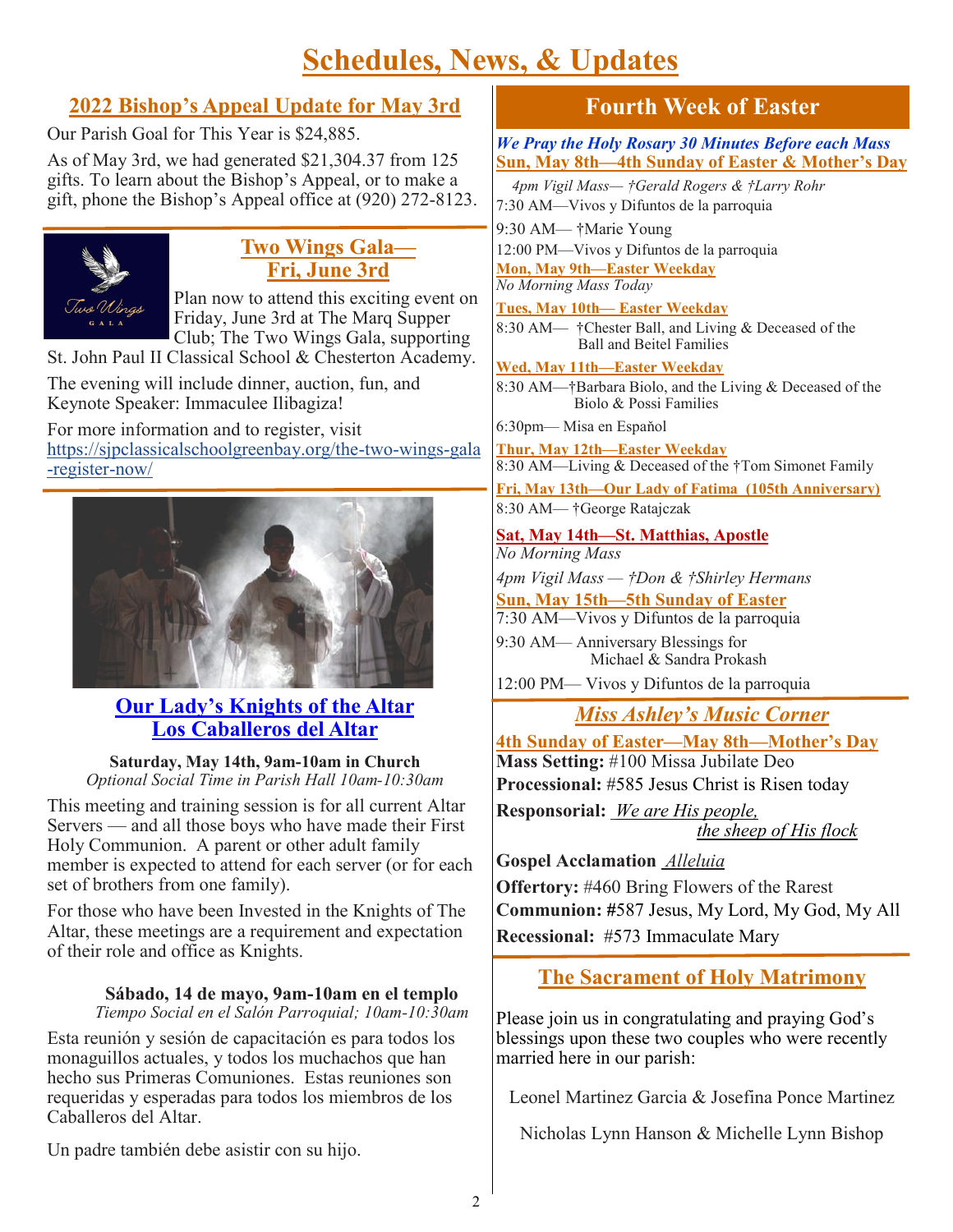# Schedules, News, & Updates

## 2022 Bishop's Appeal Update for May 3rd

Our Parish Goal for This Year is $24,885.

As of May 3rd, we had generated $21,304.37 from 125 gifts. To learn about the Bishop's Appeal, or to make a gift, phone the Bishop's Appeal office at (920) 272-8123.

## Two Wings Gala— Fri, June 3rd

Plan now to attend this exciting event on Friday, June 3rd at The Marq Supper Club; The Two Wings Gala, supporting St. John Paul II Classical School & Chesterton Academy.

The evening will include dinner, auction, fun, and Keynote Speaker: Immaculee Ilibagiza!

For more information and to register, visit https://sjpclassicalschoolgreenbay.org/the-two-wings-gala-register-now/

## Our Lady's Knights of the Altar
## Los Caballeros del Altar

**Saturday, May 14th, 9am-10am in Church**
*Optional Social Time in Parish Hall 10am-10:30am*

This meeting and training session is for all current Altar Servers — and all those boys who have made their First Holy Communion. A parent or other adult family member is expected to attend for each server (or for each set of brothers from one family).

For those who have been Invested in the Knights of The Altar, these meetings are a requirement and expectation of their role and office as Knights.

**Sábado, 14 de mayo, 9am-10am en el templo**
*Tiempo Social en el Salón Parroquial; 10am-10:30am*

Esta reunión y sesión de capacitación es para todos los monaguillos actuales, y todos los muchachos que han hecho sus Primeras Comuniones. Estas reuniones son requeridas y esperadas para todos los miembros de los Caballeros del Altar.

Un padre también debe asistir con su hijo.

## Fourth Week of Easter

***We Pray the Holy Rosary 30 Minutes Before each Mass***

**Sun, May 8th—4th Sunday of Easter & Mother's Day**
*4pm Vigil Mass— †Gerald Rogers & †Larry Rohr*
7:30 AM—Vivos y Difuntos de la parroquia
9:30 AM— †Marie Young
12:00 PM—Vivos y Difuntos de la parroquia

**Mon, May 9th—Easter Weekday**
*No Morning Mass Today*

**Tues, May 10th— Easter Weekday**
8:30 AM— †Chester Ball, and Living & Deceased of the Ball and Beitel Families

**Wed, May 11th—Easter Weekday**
8:30 AM—†Barbara Biolo, and the Living & Deceased of the Biolo & Possi Families
6:30pm— Misa en Español

**Thur, May 12th—Easter Weekday**
8:30 AM—Living & Deceased of the †Tom Simonet Family

**Fri, May 13th—Our Lady of Fatima (105th Anniversary)**
8:30 AM— †George Ratajczak

**Sat, May 14th—St. Matthias, Apostle**
*No Morning Mass*
*4pm Vigil Mass — †Don & †Shirley Hermans*

**Sun, May 15th—5th Sunday of Easter**
7:30 AM—Vivos y Difuntos de la parroquia
9:30 AM— Anniversary Blessings for Michael & Sandra Prokash
12:00 PM— Vivos y Difuntos de la parroquia

## *Miss Ashley's Music Corner*

**4th Sunday of Easter—May 8th—Mother's Day**

**Mass Setting:** #100 Missa Jubilate Deo
**Processional:** #585 Jesus Christ is Risen today
**Responsorial:** *We are His people, the sheep of His flock*
**Gospel Acclamation** *Alleluia*
**Offertory:** #460 Bring Flowers of the Rarest
**Communion: #**587 Jesus, My Lord, My God, My All
**Recessional:** #573 Immaculate Mary

## The Sacrament of Holy Matrimony

Please join us in congratulating and praying God's blessings upon these two couples who were recently married here in our parish:

Leonel Martinez Garcia & Josefina Ponce Martinez

Nicholas Lynn Hanson & Michelle Lynn Bishop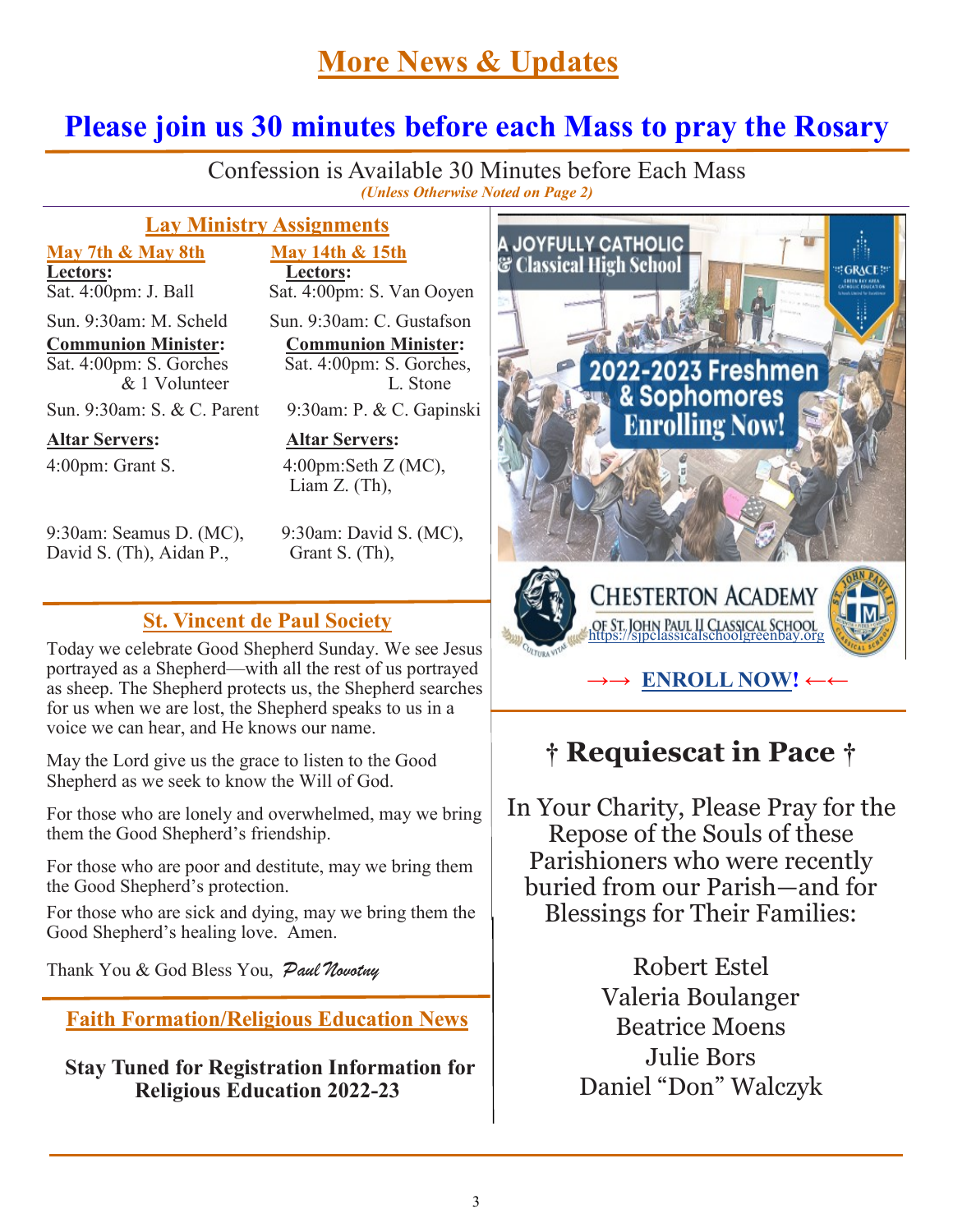# More News & Updates

## Please join us 30 minutes before each Mass to pray the Rosary

Confession is Available 30 Minutes before Each Mass
*(Unless Otherwise Noted on Page 2)*

### Lay Ministry Assignments

| May 7th & May 8th | May 14th & 15th |
|---|---|
| **Lectors:** | **Lectors:** |
| Sat. 4:00pm: J. Ball | Sat. 4:00pm: S. Van Ooyen |
| Sun. 9:30am: M. Scheld | Sun. 9:30am: C. Gustafson |
| **Communion Minister:** | **Communion Minister:** |
| Sat. 4:00pm: S. Gorches & 1 Volunteer | Sat. 4:00pm: S. Gorches, L. Stone |
| Sun. 9:30am: S. & C. Parent | 9:30am: P. & C. Gapinski |
| **Altar Servers:** | **Altar Servers:** |
| 4:00pm: Grant S. | 4:00pm:Seth Z (MC), Liam Z. (Th), |
| 9:30am: Seamus D. (MC), David S. (Th), Aidan P., | 9:30am: David S. (MC), Grant S. (Th), |

### St. Vincent de Paul Society

Today we celebrate Good Shepherd Sunday. We see Jesus portrayed as a Shepherd—with all the rest of us portrayed as sheep. The Shepherd protects us, the Shepherd searches for us when we are lost, the Shepherd speaks to us in a voice we can hear, and He knows our name.

May the Lord give us the grace to listen to the Good Shepherd as we seek to know the Will of God.

For those who are lonely and overwhelmed, may we bring them the Good Shepherd's friendship.

For those who are poor and destitute, may we bring them the Good Shepherd's protection.

For those who are sick and dying, may we bring them the Good Shepherd's healing love. Amen.

Thank You & God Bless You, *Paul Novotny*

### Faith Formation/Religious Education News

**Stay Tuned for Registration Information for Religious Education 2022-23**

A JOYFULLY CATHOLIC & Classical High School

GRACE — Green Bay Area Catholic Education

**2022-2023 Freshmen & Sophomores Enrolling Now!**

CHESTERTON ACADEMY OF ST. JOHN PAUL II CLASSICAL SCHOOL
https://sjpclassicalschoolgreenbay.org

→→ **ENROLL NOW!** ←←

## † Requiescat in Pace †

In Your Charity, Please Pray for the Repose of the Souls of these Parishioners who were recently buried from our Parish—and for Blessings for Their Families:

Robert Estel
Valeria Boulanger
Beatrice Moens
Julie Bors
Daniel "Don" Walczyk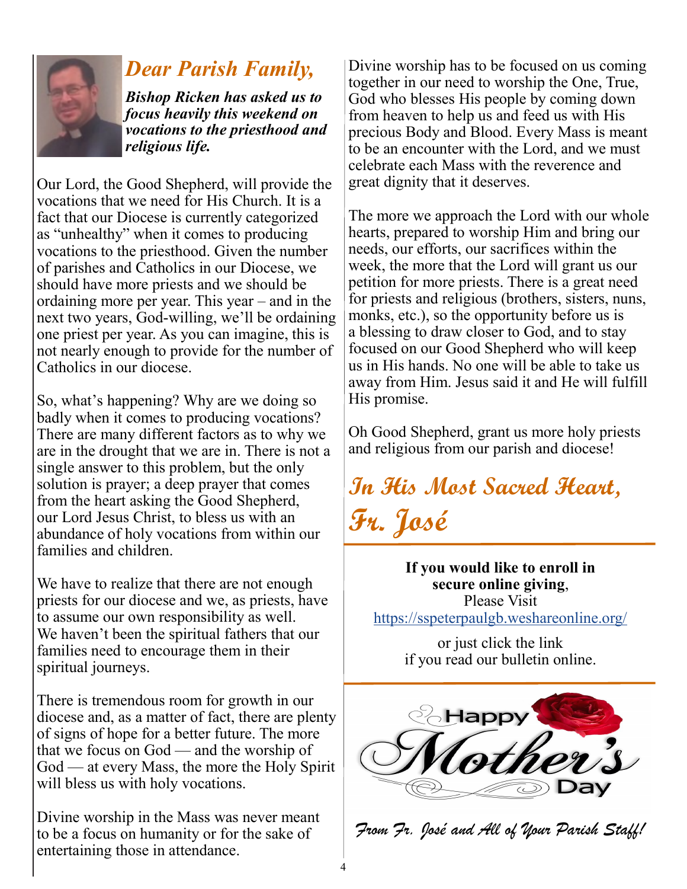# *Dear Parish Family,*

***Bishop Ricken has asked us to focus heavily this weekend on vocations to the priesthood and religious life.***

Our Lord, the Good Shepherd, will provide the vocations that we need for His Church. It is a fact that our Diocese is currently categorized as "unhealthy" when it comes to producing vocations to the priesthood. Given the number of parishes and Catholics in our Diocese, we should have more priests and we should be ordaining more per year. This year – and in the next two years, God-willing, we'll be ordaining one priest per year. As you can imagine, this is not nearly enough to provide for the number of Catholics in our diocese.

So, what's happening? Why are we doing so badly when it comes to producing vocations? There are many different factors as to why we are in the drought that we are in. There is not a single answer to this problem, but the only solution is prayer; a deep prayer that comes from the heart asking the Good Shepherd, our Lord Jesus Christ, to bless us with an abundance of holy vocations from within our families and children.

We have to realize that there are not enough priests for our diocese and we, as priests, have to assume our own responsibility as well. We haven't been the spiritual fathers that our families need to encourage them in their spiritual journeys.

There is tremendous room for growth in our diocese and, as a matter of fact, there are plenty of signs of hope for a better future. The more that we focus on God — and the worship of God — at every Mass, the more the Holy Spirit will bless us with holy vocations.

Divine worship in the Mass was never meant to be a focus on humanity or for the sake of entertaining those in attendance.

Divine worship has to be focused on us coming together in our need to worship the One, True, God who blesses His people by coming down from heaven to help us and feed us with His precious Body and Blood. Every Mass is meant to be an encounter with the Lord, and we must celebrate each Mass with the reverence and great dignity that it deserves.

The more we approach the Lord with our whole hearts, prepared to worship Him and bring our needs, our efforts, our sacrifices within the week, the more that the Lord will grant us our petition for more priests. There is a great need for priests and religious (brothers, sisters, nuns, monks, etc.), so the opportunity before us is a blessing to draw closer to God, and to stay focused on our Good Shepherd who will keep us in His hands. No one will be able to take us away from Him. Jesus said it and He will fulfill His promise.

Oh Good Shepherd, grant us more holy priests and religious from our parish and diocese!

***In His Most Sacred Heart,***
***Fr. José***

---

**If you would like to enroll in secure online giving**,
Please Visit
https://sspeterpaulgb.weshareonline.org/

or just click the link
if you read our bulletin online.

---

Happy Mother's Day

*From Fr. José and All of Your Parish Staff!*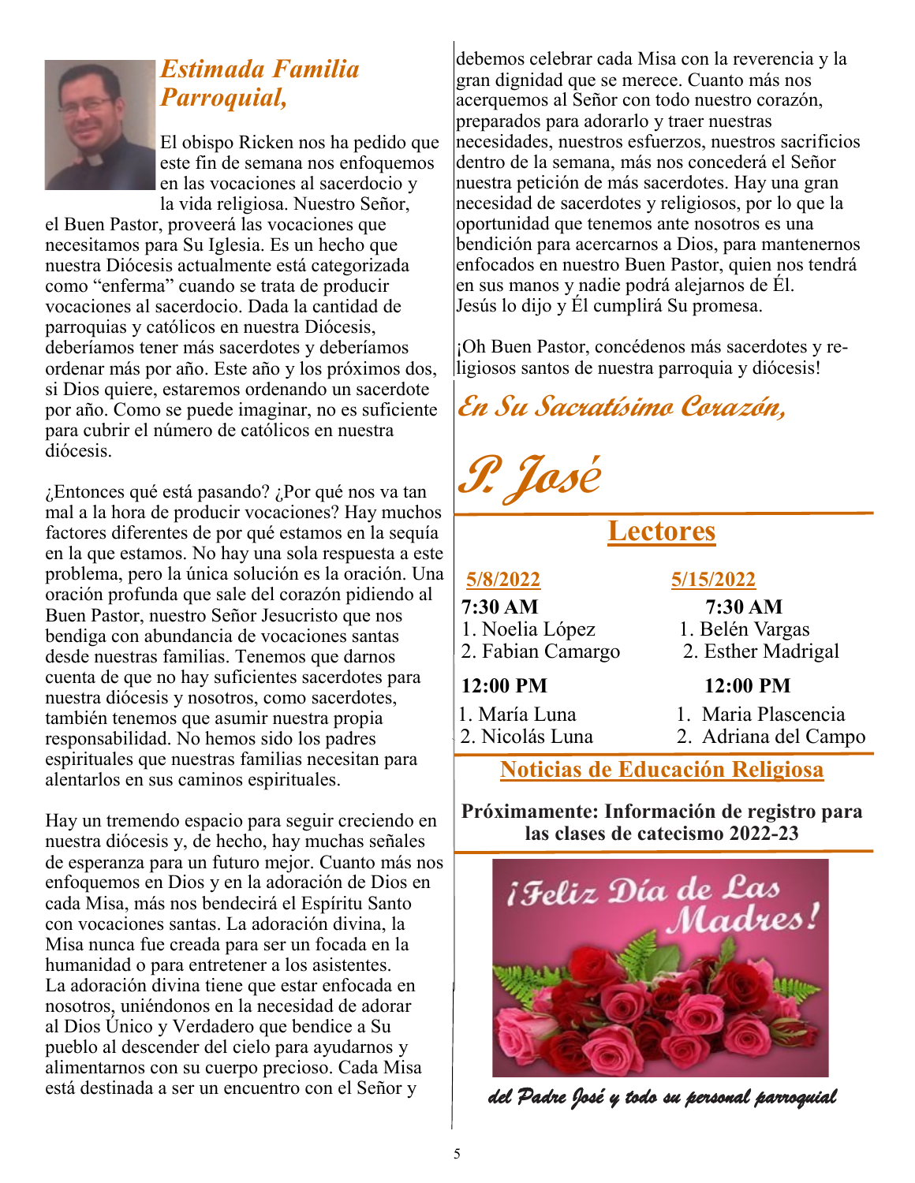## *Estimada Familia Parroquial,*

El obispo Ricken nos ha pedido que este fin de semana nos enfoquemos en las vocaciones al sacerdocio y la vida religiosa. Nuestro Señor, el Buen Pastor, proveerá las vocaciones que necesitamos para Su Iglesia. Es un hecho que nuestra Diócesis actualmente está categorizada como "enferma" cuando se trata de producir vocaciones al sacerdocio. Dada la cantidad de parroquias y católicos en nuestra Diócesis, deberíamos tener más sacerdotes y deberíamos ordenar más por año. Este año y los próximos dos, si Dios quiere, estaremos ordenando un sacerdote por año. Como se puede imaginar, no es suficiente para cubrir el número de católicos en nuestra diócesis.

¿Entonces qué está pasando? ¿Por qué nos va tan mal a la hora de producir vocaciones? Hay muchos factores diferentes de por qué estamos en la sequía en la que estamos. No hay una sola respuesta a este problema, pero la única solución es la oración. Una oración profunda que sale del corazón pidiendo al Buen Pastor, nuestro Señor Jesucristo que nos bendiga con abundancia de vocaciones santas desde nuestras familias. Tenemos que darnos cuenta de que no hay suficientes sacerdotes para nuestra diócesis y nosotros, como sacerdotes, también tenemos que asumir nuestra propia responsabilidad. No hemos sido los padres espirituales que nuestras familias necesitan para alentarlos en sus caminos espirituales.

Hay un tremendo espacio para seguir creciendo en nuestra diócesis y, de hecho, hay muchas señales de esperanza para un futuro mejor. Cuanto más nos enfoquemos en Dios y en la adoración de Dios en cada Misa, más nos bendecirá el Espíritu Santo con vocaciones santas. La adoración divina, la Misa nunca fue creada para ser un focada en la humanidad o para entretener a los asistentes. La adoración divina tiene que estar enfocada en nosotros, uniéndonos en la necesidad de adorar al Dios Único y Verdadero que bendice a Su pueblo al descender del cielo para ayudarnos y alimentarnos con su cuerpo precioso. Cada Misa está destinada a ser un encuentro con el Señor y debemos celebrar cada Misa con la reverencia y la gran dignidad que se merece. Cuanto más nos acerquemos al Señor con todo nuestro corazón, preparados para adorarlo y traer nuestras necesidades, nuestros esfuerzos, nuestros sacrificios dentro de la semana, más nos concederá el Señor nuestra petición de más sacerdotes. Hay una gran necesidad de sacerdotes y religiosos, por lo que la oportunidad que tenemos ante nosotros es una bendición para acercarnos a Dios, para mantenernos enfocados en nuestro Buen Pastor, quien nos tendrá en sus manos y nadie podrá alejarnos de Él. Jesús lo dijo y Él cumplirá Su promesa.

¡Oh Buen Pastor, concédenos más sacerdotes y religiosos santos de nuestra parroquia y diócesis!

*En Su Sacratísimo Corazón,*

*P. José*

## Lectores

| 5/8/2022 | 5/15/2022 |
|---|---|
| **7:30 AM** | **7:30 AM** |
| 1. Noelia López | 1. Belén Vargas |
| 2. Fabian Camargo | 2. Esther Madrigal |
| **12:00 PM** | **12:00 PM** |
| 1. María Luna | 1. Maria Plascencia |
| 2. Nicolás Luna | 2. Adriana del Campo |

## Noticias de Educación Religiosa

**Próximamente: Información de registro para las clases de catecismo 2022-23**

¡Feliz Día de Las Madres!

*del Padre José y todo su personal parroquial*